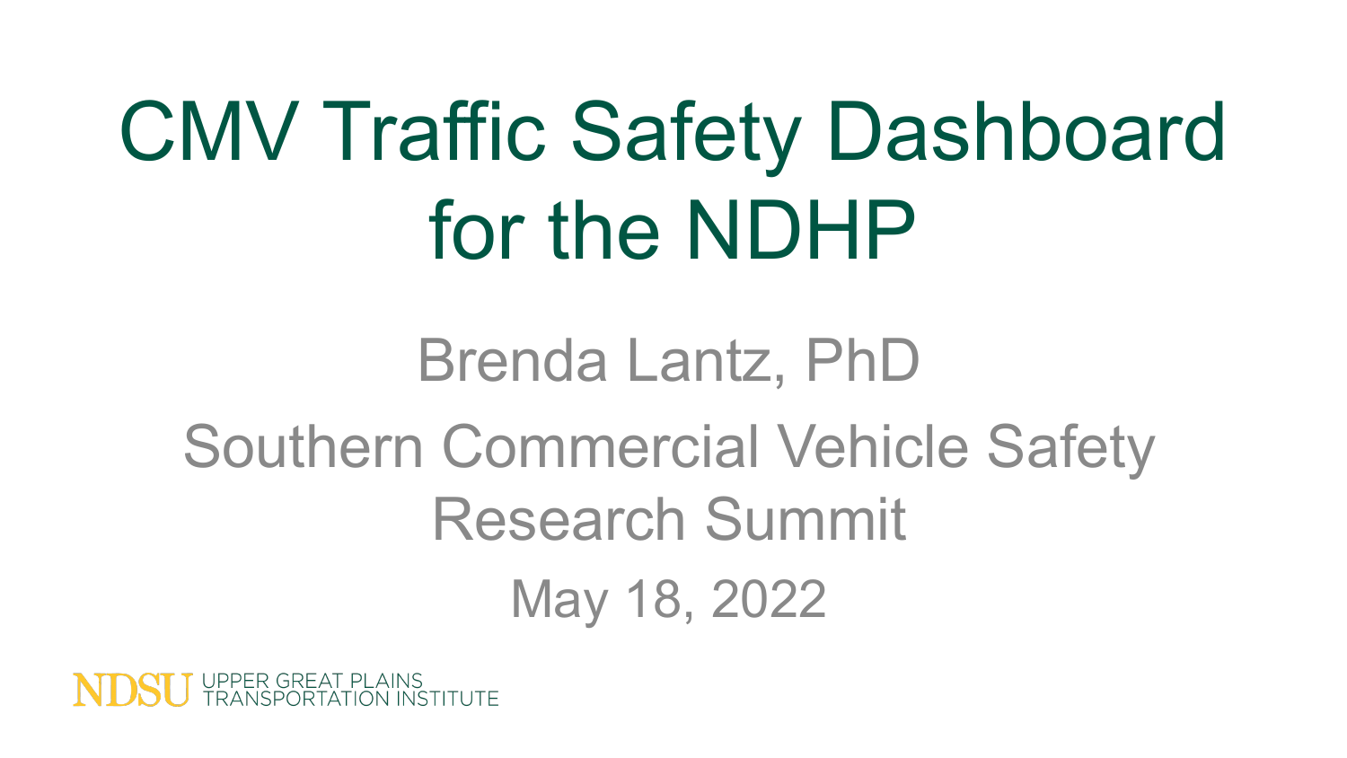# CMV Traffic Safety Dashboard for the NDHP

Brenda Lantz, PhD

Southern Commercial Vehicle Safety Research Summit

May 18, 2022

NDSU UPPER GREAT PLAINS TRANSPORTATION INSTITUTE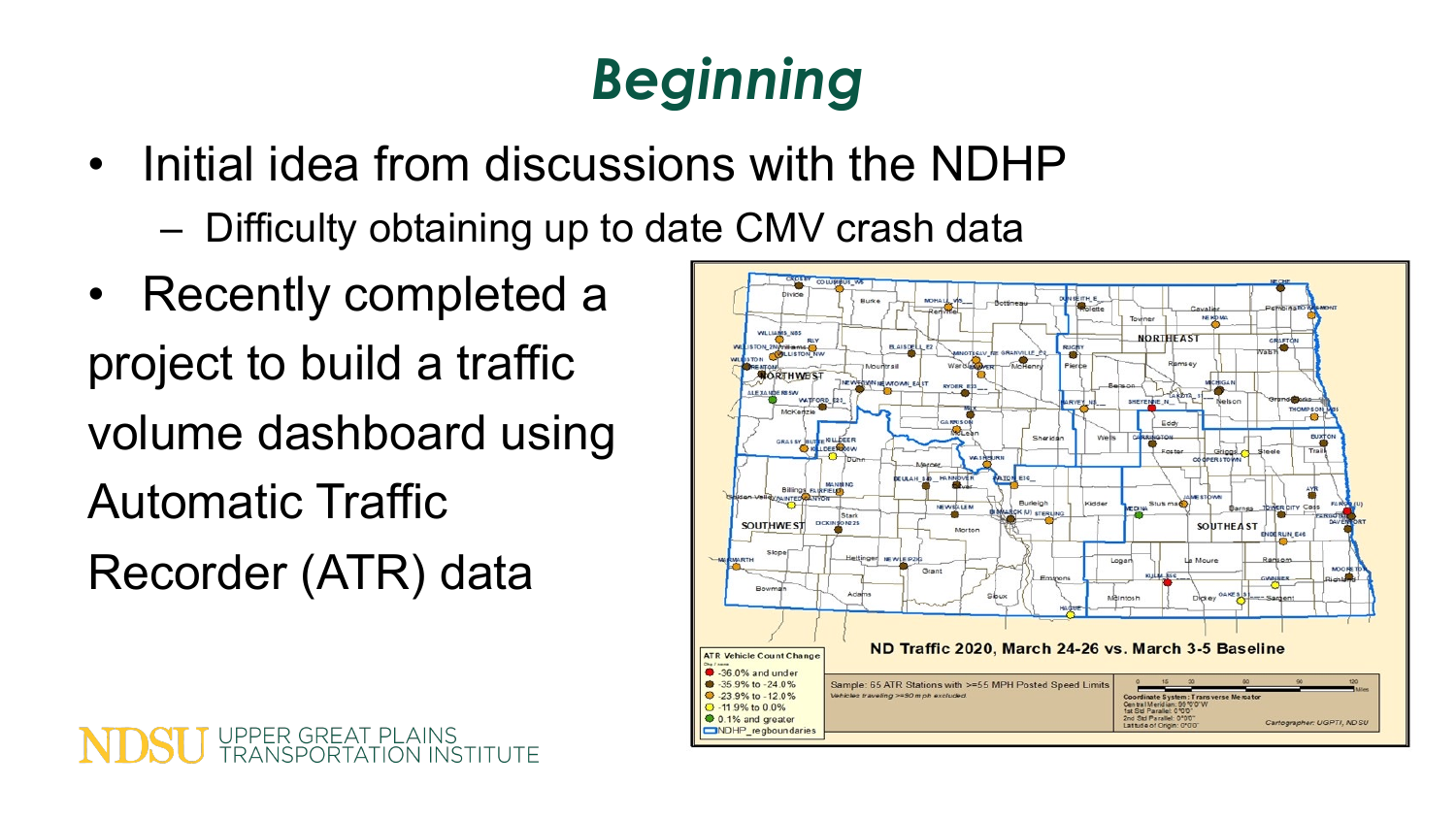# Beginning

- Initial idea from discussions with the NDHP
  - Difficulty obtaining up to date CMV crash data
- Recently completed a project to build a traffic volume dashboard using Automatic Traffic Recorder (ATR) data

ND Traffic 2020, March 24-26 vs. March 3-5 Baseline

ATR Vehicle Count Change

- -36.0% and under
- -35.9% to -24.0%
- -23.9% to -12.0%
- -11.9% to 0.0%
- 0.1% and greater
- NDHP_regboundaries

Sample: 65 ATR Stations with >=55 MPH Posted Speed Limits

Vehicles traveling >=90 mph excluded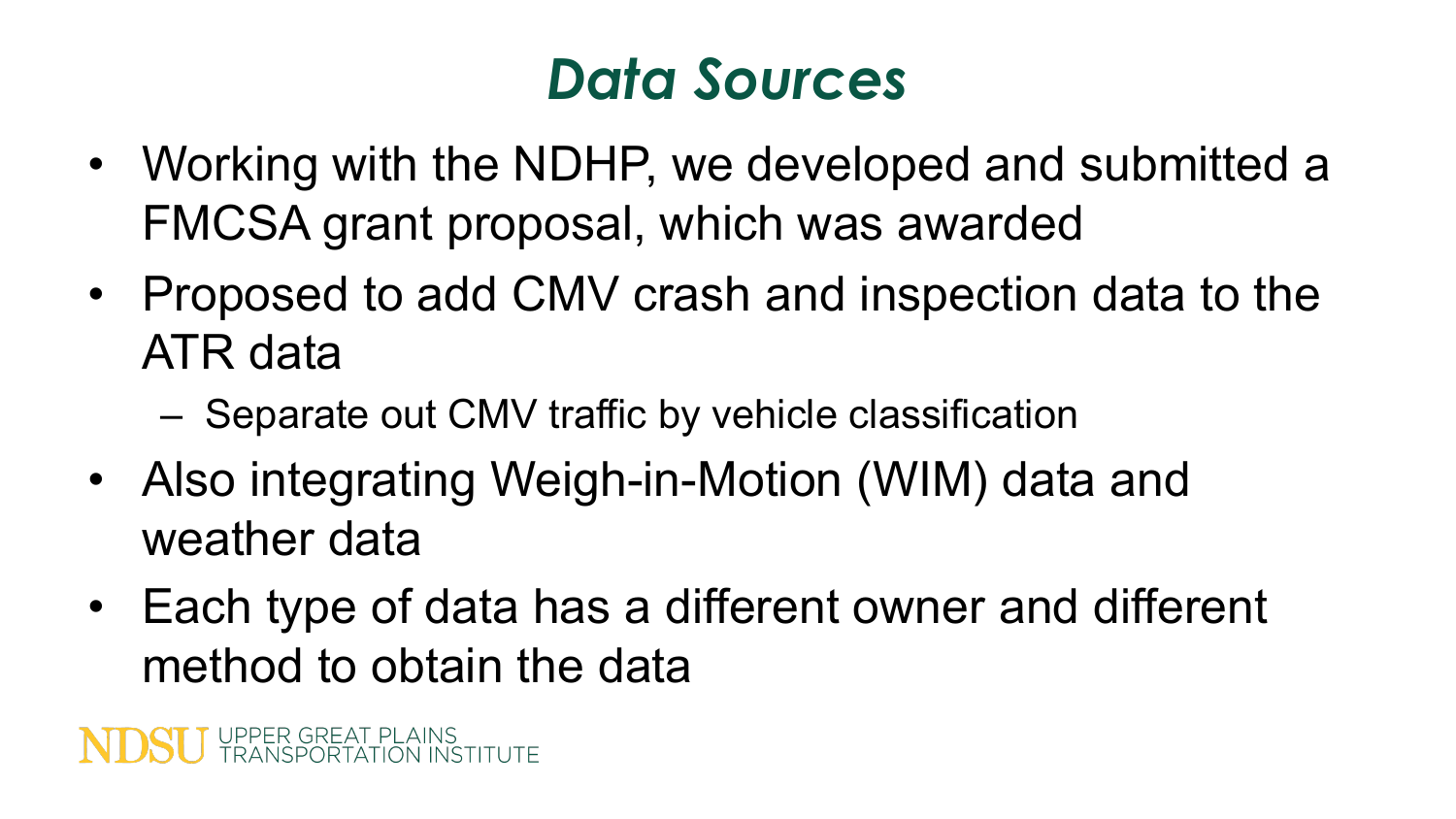# *Data Sources*

- Working with the NDHP, we developed and submitted a FMCSA grant proposal, which was awarded
- Proposed to add CMV crash and inspection data to the ATR data
  - Separate out CMV traffic by vehicle classification
- Also integrating Weigh-in-Motion (WIM) data and weather data
- Each type of data has a different owner and different method to obtain the data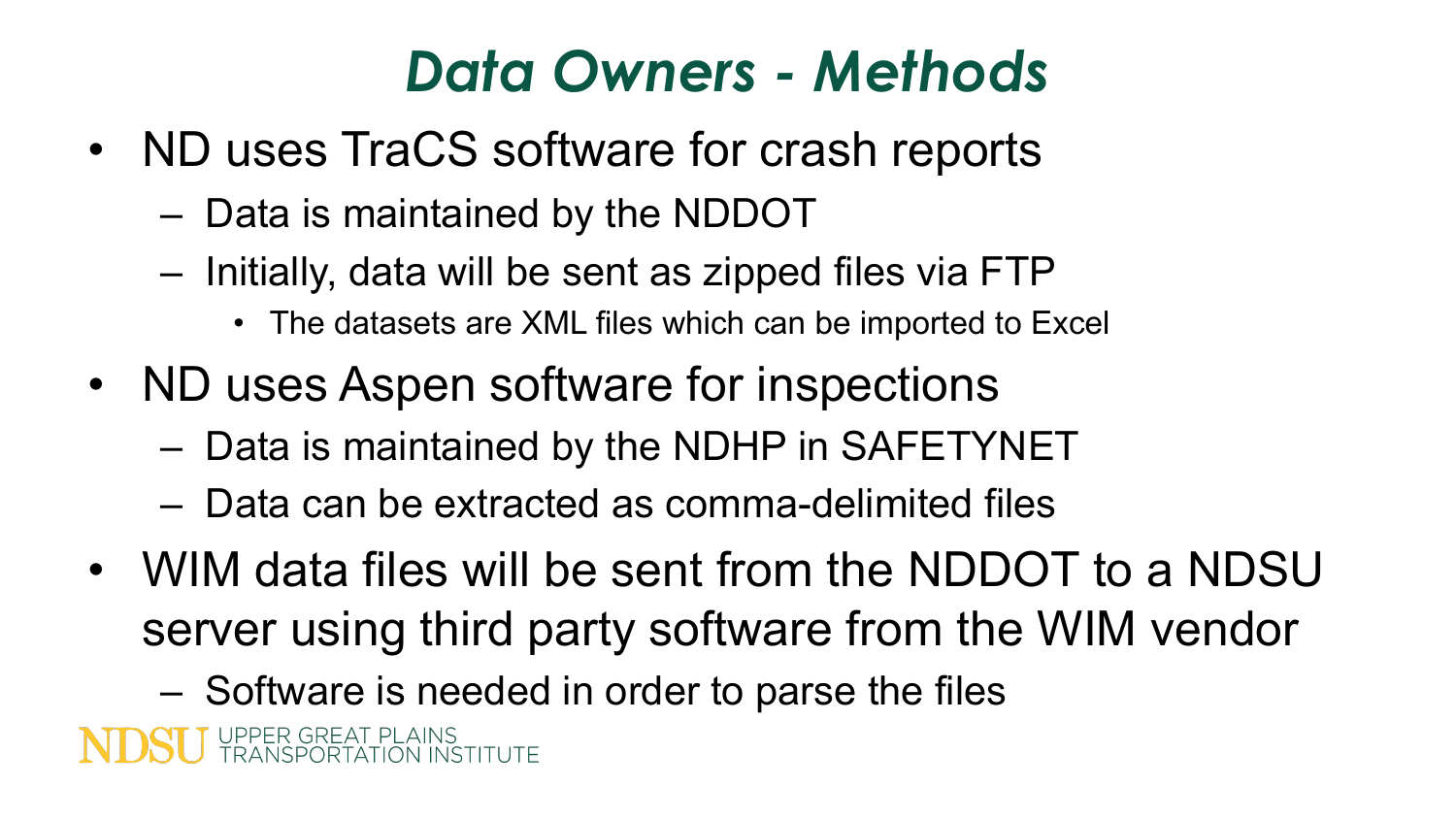# *Data Owners - Methods*

- ND uses TraCS software for crash reports
  - Data is maintained by the NDDOT
  - Initially, data will be sent as zipped files via FTP
    - The datasets are XML files which can be imported to Excel
- ND uses Aspen software for inspections
  - Data is maintained by the NDHP in SAFETYNET
  - Data can be extracted as comma-delimited files
- WIM data files will be sent from the NDDOT to a NDSU server using third party software from the WIM vendor
  - Software is needed in order to parse the files

NDSU UPPER GREAT PLAINS TRANSPORTATION INSTITUTE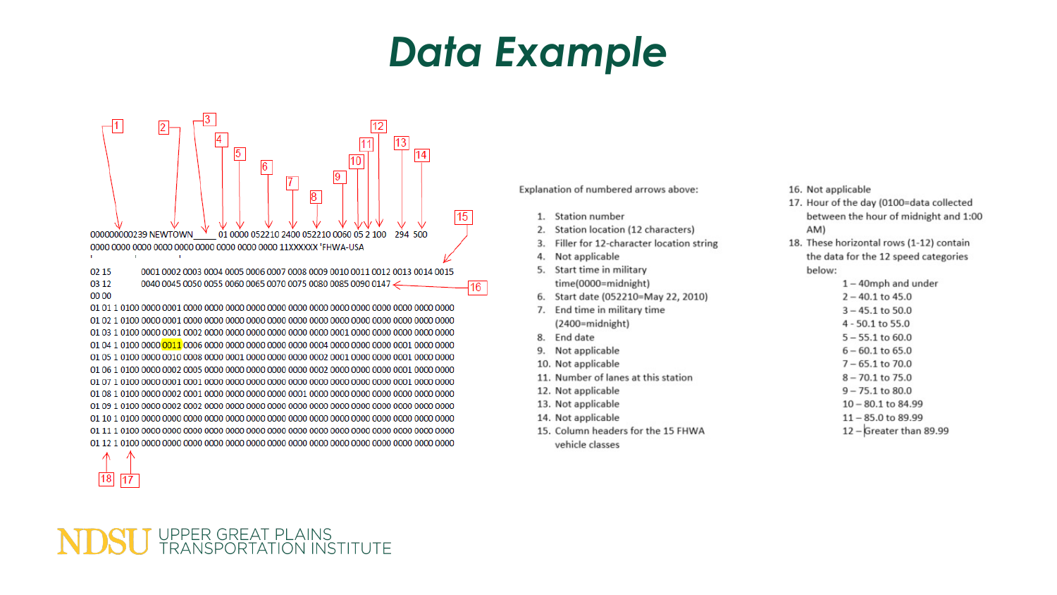# Data Example

```
000000000239 NEWTOWN_____ 01 0000 052210 2400 052210 0060 05 2 100  294 500
0000 0000 0000 0000 0000 0000 0000 0000 0000 11XXXXXX 'FHWA-USA

02 15        0001 0002 0003 0004 0005 0006 0007 0008 0009 0010 0011 0012 0013 0014 0015
03 12        0040 0045 0050 0055 0060 0065 0070 0075 0080 0085 0090 0147
00 00
01 01 1 0100 0000 0001 0000 0000 0000 0000 0000 0000 0000 0000 0000 0000 0000 0000 0000
01 02 1 0100 0000 0001 0000 0000 0000 0000 0000 0000 0000 0000 0000 0000 0000 0000 0000
01 03 1 0100 0000 0001 0002 0000 0000 0000 0000 0000 0001 0000 0000 0000 0000 0000 0000
01 04 1 0100 0000 0011 0006 0000 0000 0000 0000 0000 0004 0000 0000 0000 0001 0000 0000
01 05 1 0100 0000 0010 0008 0000 0001 0000 0000 0000 0002 0001 0000 0000 0001 0000 0000
01 06 1 0100 0000 0002 0005 0000 0000 0000 0000 0000 0002 0000 0000 0000 0001 0000 0000
01 07 1 0100 0000 0001 0001 0000 0000 0000 0000 0000 0000 0000 0000 0000 0001 0000 0000
01 08 1 0100 0000 0002 0001 0000 0000 0000 0000 0000 0001 0000 0000 0000 0000 0000 0000
01 09 1 0100 0000 0002 0002 0000 0000 0000 0000 0000 0000 0000 0000 0000 0000 0000 0000
01 10 1 0100 0000 0000 0000 0000 0000 0000 0000 0000 0000 0000 0000 0000 0000 0000 0000
01 11 1 0100 0000 0000 0000 0000 0000 0000 0000 0000 0000 0000 0000 0000 0000 0000 0000
01 12 1 0100 0000 0000 0000 0000 0000 0000 0000 0000 0000 0000 0000 0000 0000 0000 0000
```

Explanation of numbered arrows above:

1. Station number
2. Station location (12 characters)
3. Filler for 12-character location string
4. Not applicable
5. Start time in military time(0000=midnight)
6. Start date (052210=May 22, 2010)
7. End time in military time (2400=midnight)
8. End date
9. Not applicable
10. Not applicable
11. Number of lanes at this station
12. Not applicable
13. Not applicable
14. Not applicable
15. Column headers for the 15 FHWA vehicle classes
16. Not applicable
17. Hour of the day (0100=data collected between the hour of midnight and 1:00 AM)
18. These horizontal rows (1-12) contain the data for the 12 speed categories below:
    - 1 – 40mph and under
    - 2 – 40.1 to 45.0
    - 3 – 45.1 to 50.0
    - 4 - 50.1 to 55.0
    - 5 – 55.1 to 60.0
    - 6 – 60.1 to 65.0
    - 7 – 65.1 to 70.0
    - 8 – 70.1 to 75.0
    - 9 – 75.1 to 80.0
    - 10 – 80.1 to 84.99
    - 11 – 85.0 to 89.99
    - 12 – Greater than 89.99

NDSU UPPER GREAT PLAINS TRANSPORTATION INSTITUTE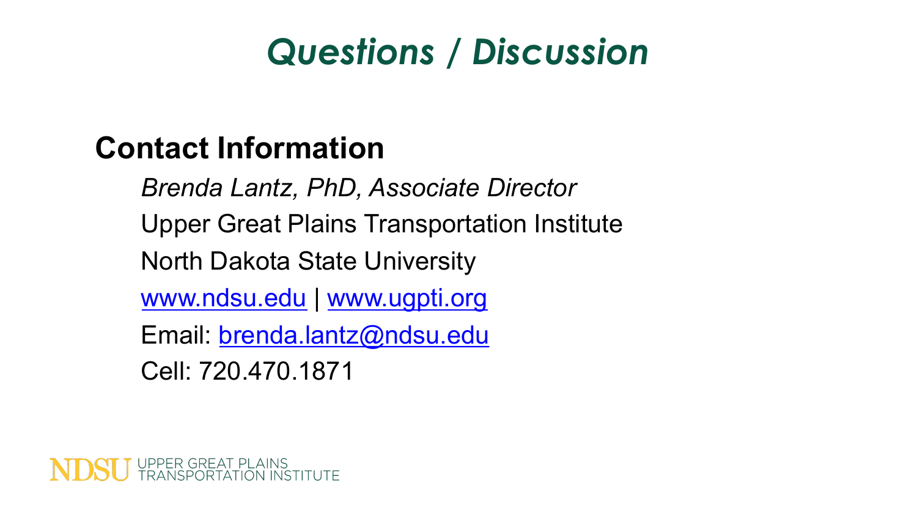# Questions / Discussion

## Contact Information

*Brenda Lantz, PhD, Associate Director*

Upper Great Plains Transportation Institute

North Dakota State University

www.ndsu.edu | www.ugpti.org

Email: brenda.lantz@ndsu.edu

Cell: 720.470.1871

NDSU UPPER GREAT PLAINS TRANSPORTATION INSTITUTE